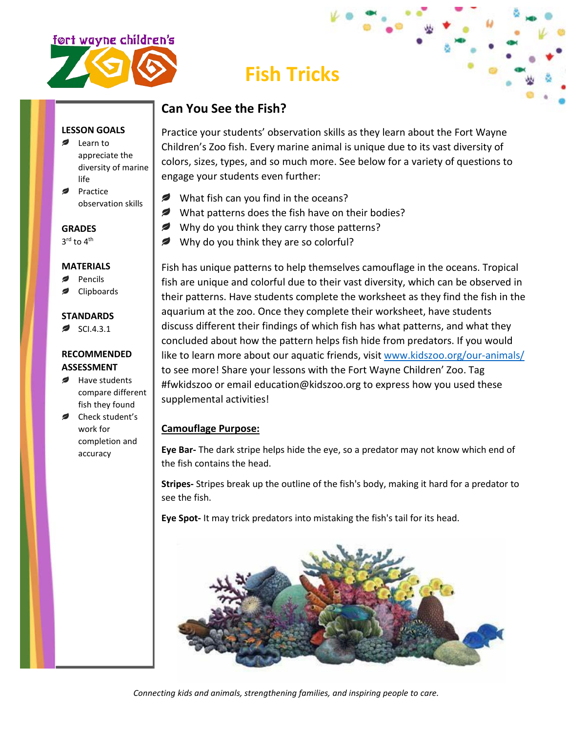# Fish Tricks

### LESSON GOALS

- Learn to appreciate the diversity of marine life
- Practice observation skills

### GRADES

3rd to 4th

### MATERIALS

- Pencils
- Clipboards

### STANDARDS

- SCI.4.3.1

### RECOMMENDED ASSESSMENT

- Have students compare different fish they found
- Check student's work for completion and accuracy

## Can You See the Fish?

Practice your students' observation skills as they learn about the Fort Wayne Children's Zoo fish. Every marine animal is unique due to its vast diversity of colors, sizes, types, and so much more. See below for a variety of questions to engage your students even further:

- What fish can you find in the oceans?
- What patterns does the fish have on their bodies?
- Why do you think they carry those patterns?
- Why do you think they are so colorful?

Fish has unique patterns to help themselves camouflage in the oceans. Tropical fish are unique and colorful due to their vast diversity, which can be observed in their patterns. Have students complete the worksheet as they find the fish in the aquarium at the zoo. Once they complete their worksheet, have students discuss different their findings of which fish has what patterns, and what they concluded about how the pattern helps fish hide from predators. If you would like to learn more about our aquatic friends, visit www.kidszoo.org/our-animals/ to see more! Share your lessons with the Fort Wayne Children' Zoo. Tag #fwkidszoo or email education@kidszoo.org to express how you used these supplemental activities!

**Camouflage Purpose:**

**Eye Bar-** The dark stripe helps hide the eye, so a predator may not know which end of the fish contains the head.

**Stripes-** Stripes break up the outline of the fish's body, making it hard for a predator to see the fish.

**Eye Spot-** It may trick predators into mistaking the fish's tail for its head.

*Connecting kids and animals, strengthening families, and inspiring people to care.*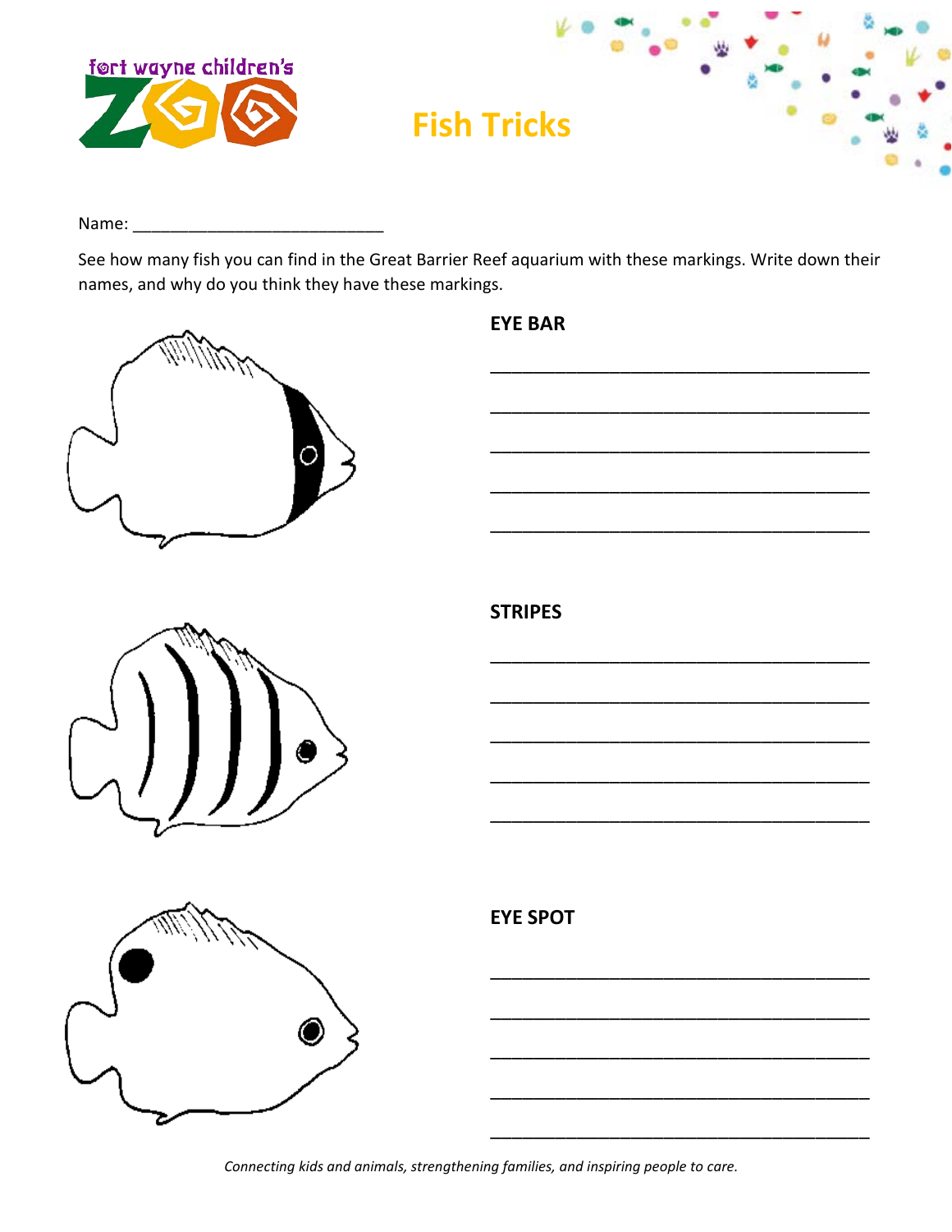# Fish Tricks

Name: ___________________________

See how many fish you can find in the Great Barrier Reef aquarium with these markings. Write down their names, and why do you think they have these markings.

**EYE BAR**

_______________________________________

_______________________________________

_______________________________________

_______________________________________

_______________________________________

**STRIPES**

_______________________________________

_______________________________________

_______________________________________

_______________________________________

_______________________________________

**EYE SPOT**

_______________________________________

_______________________________________

_______________________________________

_______________________________________

_______________________________________

*Connecting kids and animals, strengthening families, and inspiring people to care.*